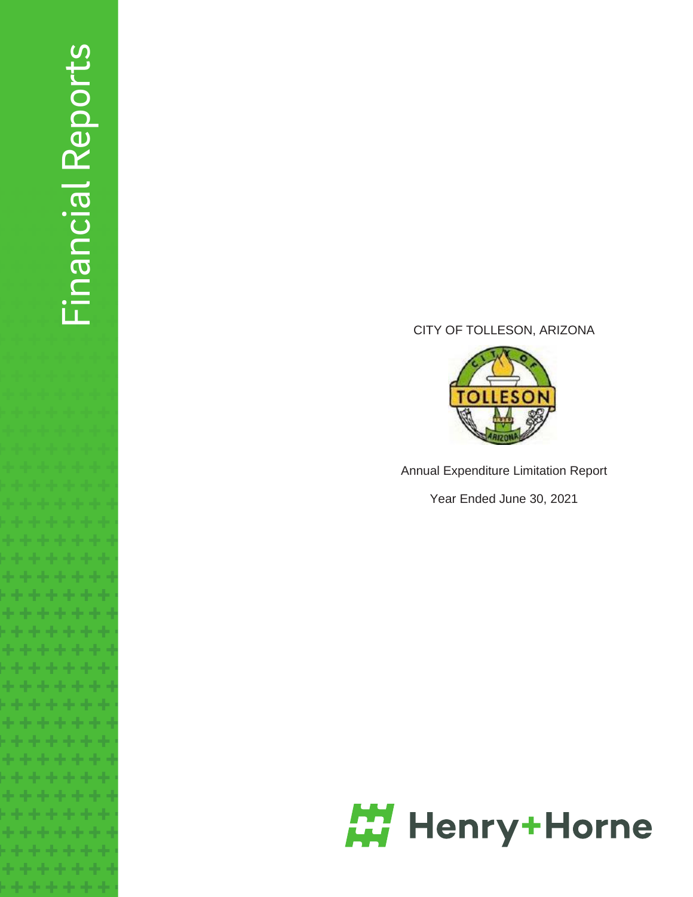Financial Reports

CITY OF TOLLESON, ARIZONA

Annual Expenditure Limitation Report

Year Ended June 30, 2021

Henry+Horne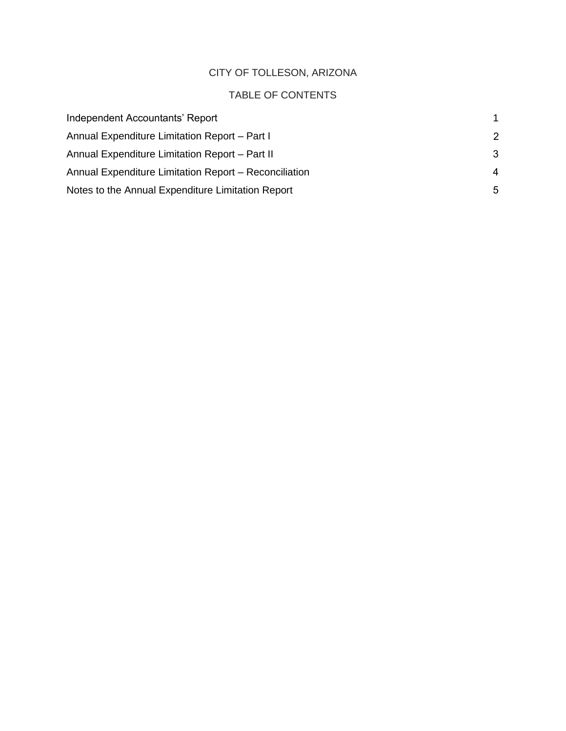# CITY OF TOLLESON, ARIZONA

## TABLE OF CONTENTS

| | |
|---|---|
| Independent Accountants' Report | 1 |
| Annual Expenditure Limitation Report – Part I | 2 |
| Annual Expenditure Limitation Report – Part II | 3 |
| Annual Expenditure Limitation Report – Reconciliation | 4 |
| Notes to the Annual Expenditure Limitation Report | 5 |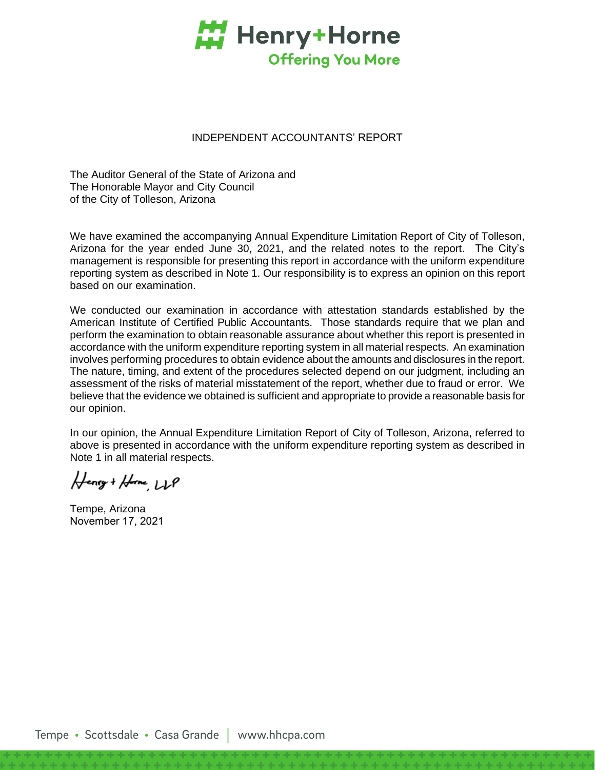Henry+Horne

Offering You More

# INDEPENDENT ACCOUNTANTS' REPORT

The Auditor General of the State of Arizona and
The Honorable Mayor and City Council
of the City of Tolleson, Arizona

We have examined the accompanying Annual Expenditure Limitation Report of City of Tolleson, Arizona for the year ended June 30, 2021, and the related notes to the report. The City's management is responsible for presenting this report in accordance with the uniform expenditure reporting system as described in Note 1. Our responsibility is to express an opinion on this report based on our examination.

We conducted our examination in accordance with attestation standards established by the American Institute of Certified Public Accountants. Those standards require that we plan and perform the examination to obtain reasonable assurance about whether this report is presented in accordance with the uniform expenditure reporting system in all material respects. An examination involves performing procedures to obtain evidence about the amounts and disclosures in the report. The nature, timing, and extent of the procedures selected depend on our judgment, including an assessment of the risks of material misstatement of the report, whether due to fraud or error. We believe that the evidence we obtained is sufficient and appropriate to provide a reasonable basis for our opinion.

In our opinion, the Annual Expenditure Limitation Report of City of Tolleson, Arizona, referred to above is presented in accordance with the uniform expenditure reporting system as described in Note 1 in all material respects.

Henry + Horne, LLP

Tempe, Arizona
November 17, 2021

Tempe • Scottsdale • Casa Grande | www.hhcpa.com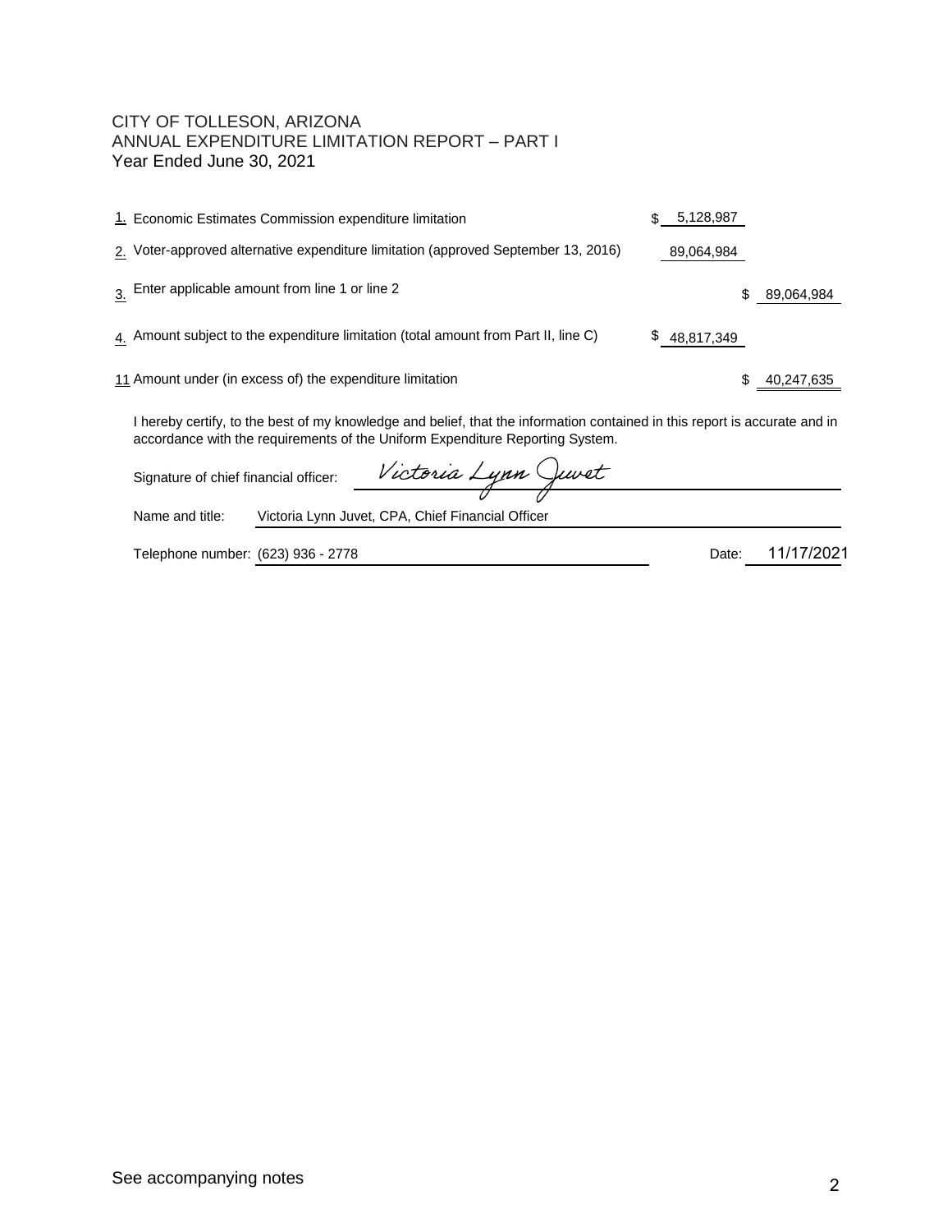# CITY OF TOLLESON, ARIZONA
## ANNUAL EXPENDITURE LIMITATION REPORT – PART I
### Year Ended June 30, 2021

| | | | |
|---|---|---|---|
| 1. | Economic Estimates Commission expenditure limitation | $ 5,128,987 | |
| 2. | Voter-approved alternative expenditure limitation (approved September 13, 2016) | 89,064,984 | |
| 3. | Enter applicable amount from line 1 or line 2 | | $ 89,064,984 |
| 4. | Amount subject to the expenditure limitation (total amount from Part II, line C) | $ 48,817,349 | |
| 11 | Amount under (in excess of) the expenditure limitation | | $ 40,247,635 |

I hereby certify, to the best of my knowledge and belief, that the information contained in this report is accurate and in accordance with the requirements of the Uniform Expenditure Reporting System.

Signature of chief financial officer: *Victoria Lynn Juvet*

Name and title: Victoria Lynn Juvet, CPA, Chief Financial Officer

Telephone number: (623) 936 - 2778

Date: 11/17/2021

See accompanying notes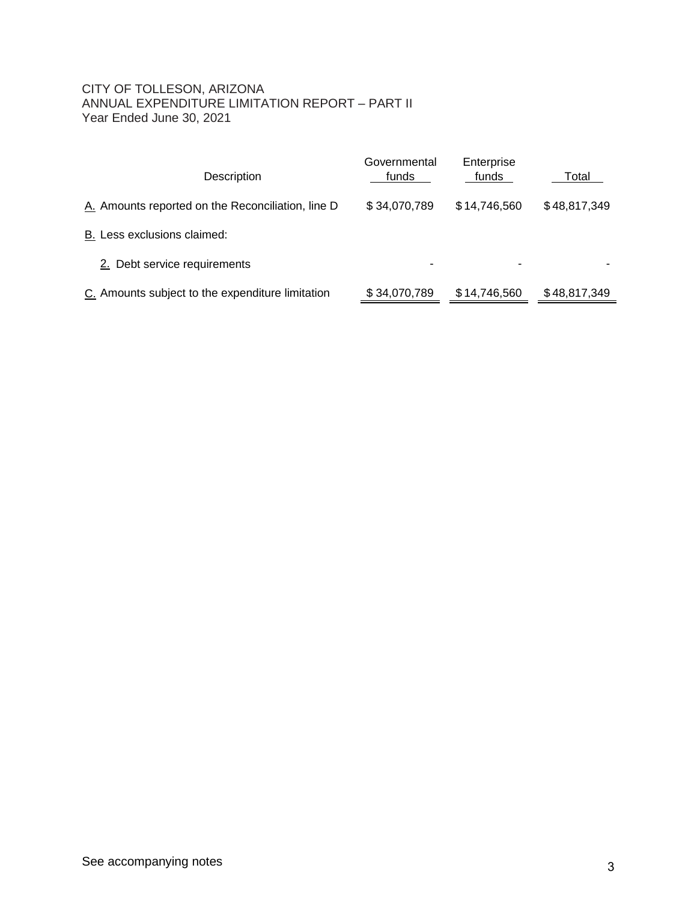CITY OF TOLLESON, ARIZONA
ANNUAL EXPENDITURE LIMITATION REPORT – PART II
Year Ended June 30, 2021

| Description | Governmental funds | Enterprise funds | Total |
|---|---|---|---|
| A. Amounts reported on the Reconciliation, line D | $ 34,070,789 | $ 14,746,560 | $ 48,817,349 |
| B. Less exclusions claimed: | | | |
| 2. Debt service requirements | - | - | - |
| C. Amounts subject to the expenditure limitation | $ 34,070,789 | $ 14,746,560 | $ 48,817,349 |

See accompanying notes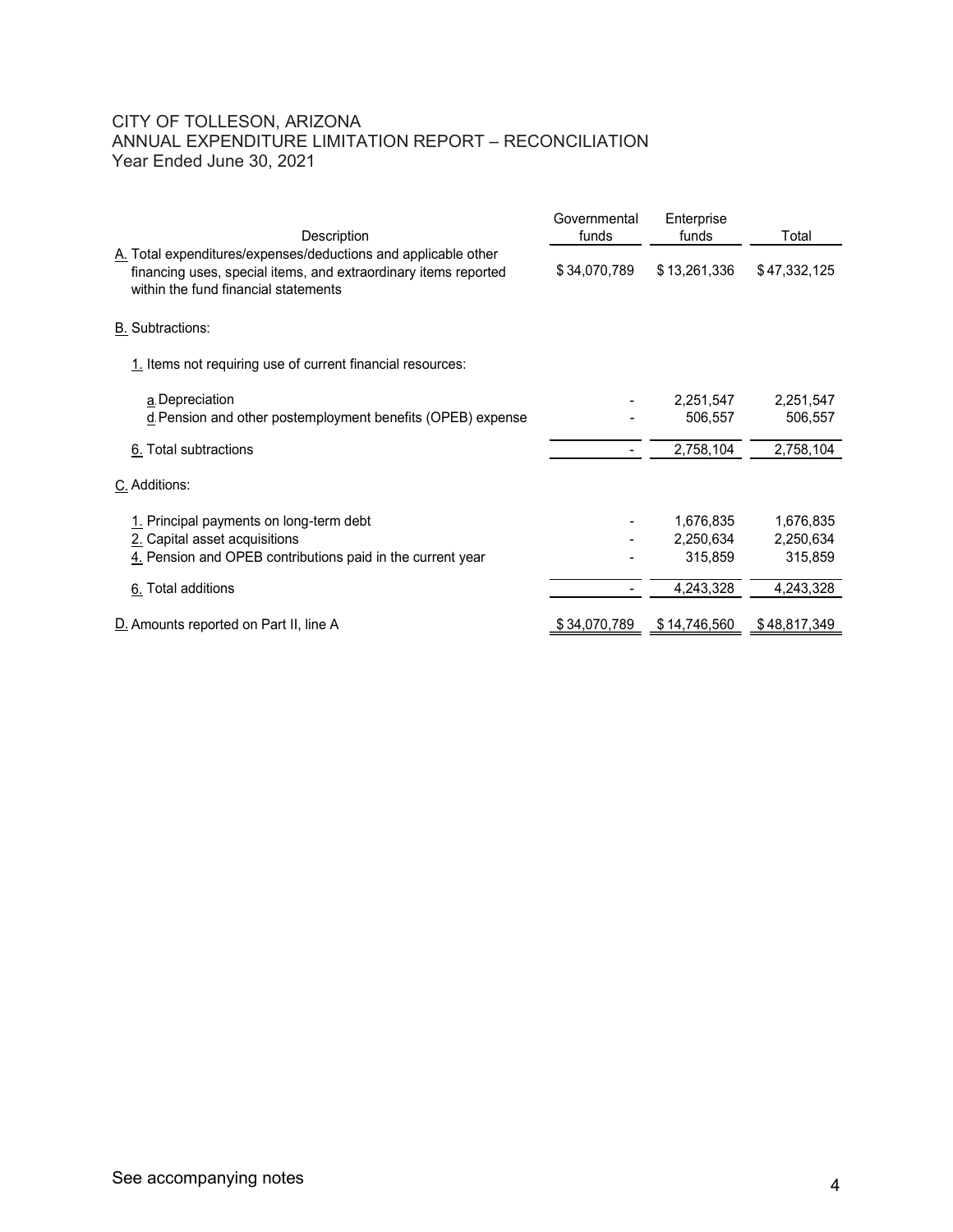# CITY OF TOLLESON, ARIZONA
## ANNUAL EXPENDITURE LIMITATION REPORT – RECONCILIATION
### Year Ended June 30, 2021

| Description | Governmental funds | Enterprise funds | Total |
|---|---|---|---|
| A. Total expenditures/expenses/deductions and applicable other financing uses, special items, and extraordinary items reported within the fund financial statements | $ 34,070,789 | $ 13,261,336 | $ 47,332,125 |
| B. Subtractions: | | | |
| 1. Items not requiring use of current financial resources: | | | |
| a. Depreciation | - | 2,251,547 | 2,251,547 |
| d. Pension and other postemployment benefits (OPEB) expense | - | 506,557 | 506,557 |
| 6. Total subtractions | - | 2,758,104 | 2,758,104 |
| C. Additions: | | | |
| 1. Principal payments on long-term debt | - | 1,676,835 | 1,676,835 |
| 2. Capital asset acquisitions | - | 2,250,634 | 2,250,634 |
| 4. Pension and OPEB contributions paid in the current year | - | 315,859 | 315,859 |
| 6. Total additions | - | 4,243,328 | 4,243,328 |
| D. Amounts reported on Part II, line A | $ 34,070,789 | $ 14,746,560 | $ 48,817,349 |

See accompanying notes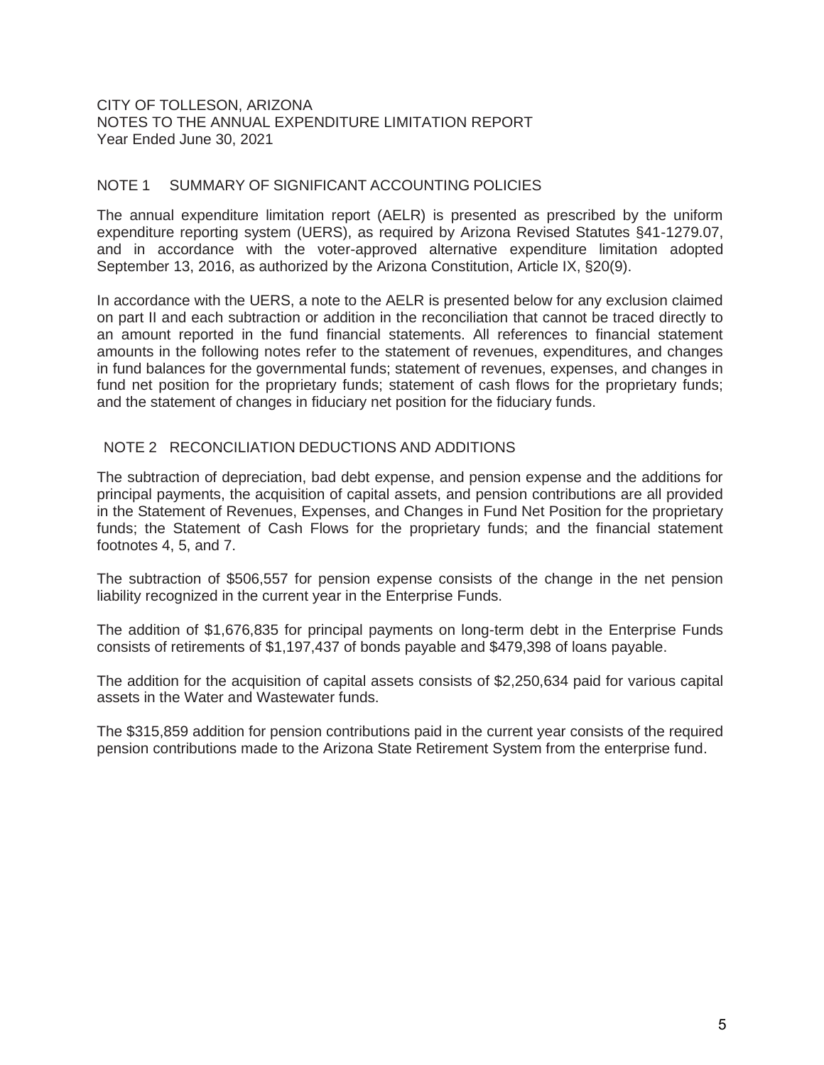CITY OF TOLLESON, ARIZONA
NOTES TO THE ANNUAL EXPENDITURE LIMITATION REPORT
Year Ended June 30, 2021

## NOTE 1 SUMMARY OF SIGNIFICANT ACCOUNTING POLICIES

The annual expenditure limitation report (AELR) is presented as prescribed by the uniform expenditure reporting system (UERS), as required by Arizona Revised Statutes §41-1279.07, and in accordance with the voter-approved alternative expenditure limitation adopted September 13, 2016, as authorized by the Arizona Constitution, Article IX, §20(9).

In accordance with the UERS, a note to the AELR is presented below for any exclusion claimed on part II and each subtraction or addition in the reconciliation that cannot be traced directly to an amount reported in the fund financial statements. All references to financial statement amounts in the following notes refer to the statement of revenues, expenditures, and changes in fund balances for the governmental funds; statement of revenues, expenses, and changes in fund net position for the proprietary funds; statement of cash flows for the proprietary funds; and the statement of changes in fiduciary net position for the fiduciary funds.

## NOTE 2 RECONCILIATION DEDUCTIONS AND ADDITIONS

The subtraction of depreciation, bad debt expense, and pension expense and the additions for principal payments, the acquisition of capital assets, and pension contributions are all provided in the Statement of Revenues, Expenses, and Changes in Fund Net Position for the proprietary funds; the Statement of Cash Flows for the proprietary funds; and the financial statement footnotes 4, 5, and 7.

The subtraction of $506,557 for pension expense consists of the change in the net pension liability recognized in the current year in the Enterprise Funds.

The addition of $1,676,835 for principal payments on long-term debt in the Enterprise Funds consists of retirements of $1,197,437 of bonds payable and $479,398 of loans payable.

The addition for the acquisition of capital assets consists of $2,250,634 paid for various capital assets in the Water and Wastewater funds.

The $315,859 addition for pension contributions paid in the current year consists of the required pension contributions made to the Arizona State Retirement System from the enterprise fund.